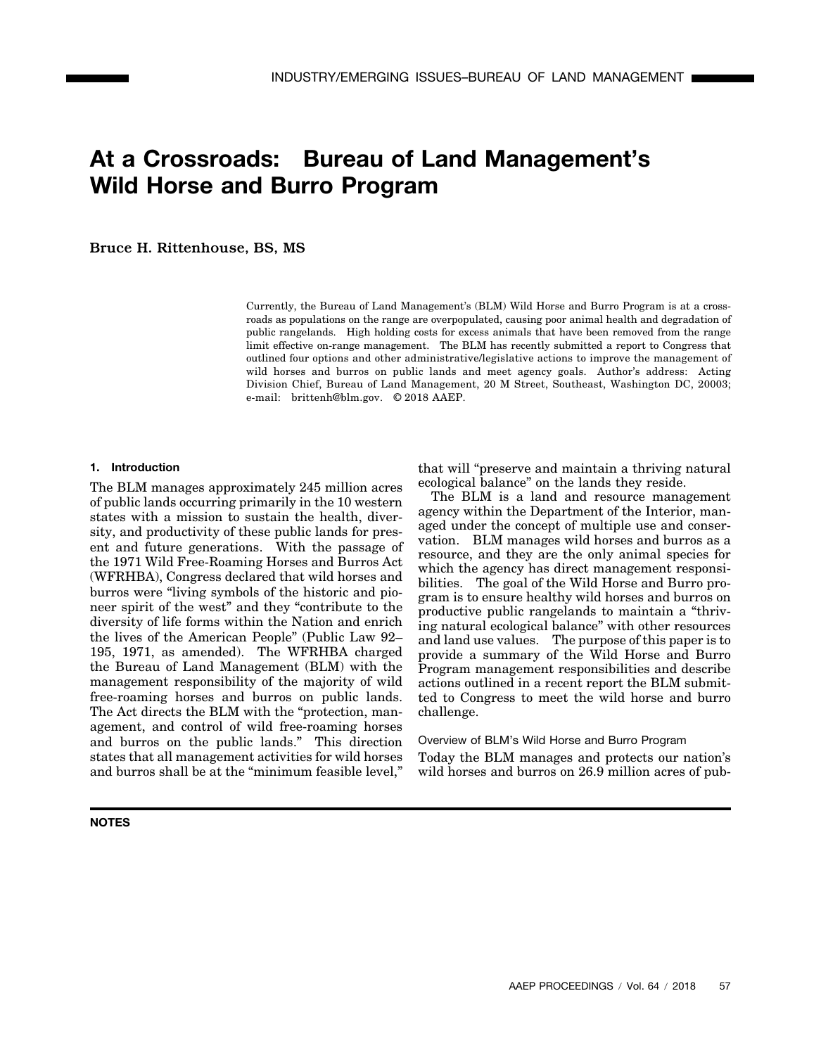# At a Crossroads: Bureau of Land Management's Wild Horse and Burro Program

Bruce H. Rittenhouse, BS, MS

Currently, the Bureau of Land Management's (BLM) Wild Horse and Burro Program is at a crossroads as populations on the range are overpopulated, causing poor animal health and degradation of public rangelands. High holding costs for excess animals that have been removed from the range limit effective on-range management. The BLM has recently submitted a report to Congress that outlined four options and other administrative/legislative actions to improve the management of wild horses and burros on public lands and meet agency goals. Author's address: Acting Division Chief, Bureau of Land Management, 20 M Street, Southeast, Washington DC, 20003; e-mail: brittenh@blm.gov. © 2018 AAEP.

## 1. Introduction

The BLM manages approximately 245 million acres of public lands occurring primarily in the 10 western states with a mission to sustain the health, diversity, and productivity of these public lands for present and future generations. With the passage of the 1971 Wild Free-Roaming Horses and Burros Act (WFRHBA), Congress declared that wild horses and burros were "living symbols of the historic and pioneer spirit of the west" and they "contribute to the diversity of life forms within the Nation and enrich the lives of the American People" (Public Law 92–195, 1971, as amended). The WFRHBA charged the Bureau of Land Management (BLM) with the management responsibility of the majority of wild free-roaming horses and burros on public lands. The Act directs the BLM with the "protection, management, and control of wild free-roaming horses and burros on the public lands." This direction states that all management activities for wild horses and burros shall be at the "minimum feasible level," that will "preserve and maintain a thriving natural ecological balance" on the lands they reside.

The BLM is a land and resource management agency within the Department of the Interior, managed under the concept of multiple use and conservation. BLM manages wild horses and burros as a resource, and they are the only animal species for which the agency has direct management responsibilities. The goal of the Wild Horse and Burro program is to ensure healthy wild horses and burros on productive public rangelands to maintain a "thriving natural ecological balance" with other resources and land use values. The purpose of this paper is to provide a summary of the Wild Horse and Burro Program management responsibilities and describe actions outlined in a recent report the BLM submitted to Congress to meet the wild horse and burro challenge.

### Overview of BLM's Wild Horse and Burro Program

Today the BLM manages and protects our nation's wild horses and burros on 26.9 million acres of pub-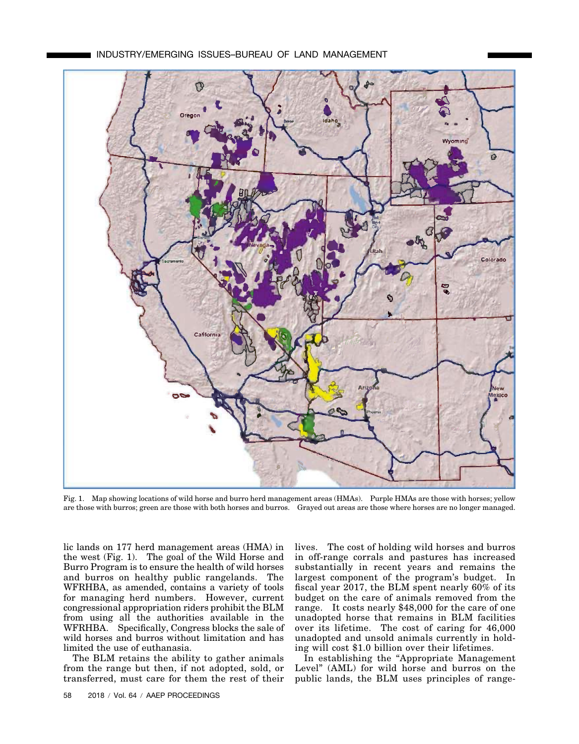Fig. 1. Map showing locations of wild horse and burro herd management areas (HMAs). Purple HMAs are those with horses; yellow are those with burros; green are those with both horses and burros. Grayed out areas are those where horses are no longer managed.

lic lands on 177 herd management areas (HMA) in the west (Fig. 1). The goal of the Wild Horse and Burro Program is to ensure the health of wild horses and burros on healthy public rangelands. The WFRHBA, as amended, contains a variety of tools for managing herd numbers. However, current congressional appropriation riders prohibit the BLM from using all the authorities available in the WFRHBA. Specifically, Congress blocks the sale of wild horses and burros without limitation and has limited the use of euthanasia.

The BLM retains the ability to gather animals from the range but then, if not adopted, sold, or transferred, must care for them the rest of their lives. The cost of holding wild horses and burros in off-range corrals and pastures has increased substantially in recent years and remains the largest component of the program's budget. In fiscal year 2017, the BLM spent nearly 60% of its budget on the care of animals removed from the range. It costs nearly $48,000 for the care of one unadopted horse that remains in BLM facilities over its lifetime. The cost of caring for 46,000 unadopted and unsold animals currently in holding will cost $1.0 billion over their lifetimes.

In establishing the "Appropriate Management Level" (AML) for wild horse and burros on the public lands, the BLM uses principles of range-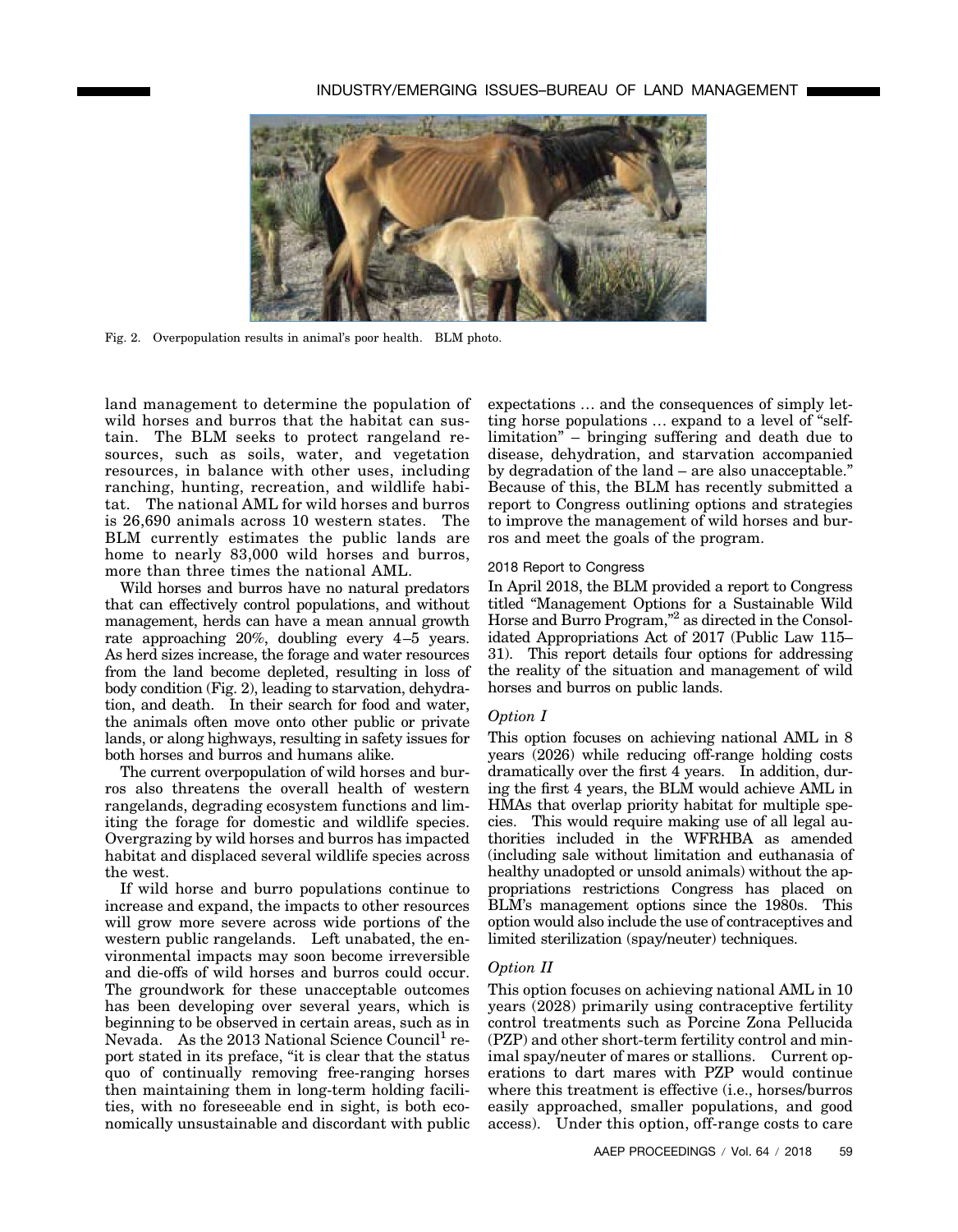Fig. 2. Overpopulation results in animal's poor health. BLM photo.

land management to determine the population of wild horses and burros that the habitat can sustain. The BLM seeks to protect rangeland resources, such as soils, water, and vegetation resources, in balance with other uses, including ranching, hunting, recreation, and wildlife habitat. The national AML for wild horses and burros is 26,690 animals across 10 western states. The BLM currently estimates the public lands are home to nearly 83,000 wild horses and burros, more than three times the national AML.

Wild horses and burros have no natural predators that can effectively control populations, and without management, herds can have a mean annual growth rate approaching 20%, doubling every 4–5 years. As herd sizes increase, the forage and water resources from the land become depleted, resulting in loss of body condition (Fig. 2), leading to starvation, dehydration, and death. In their search for food and water, the animals often move onto other public or private lands, or along highways, resulting in safety issues for both horses and burros and humans alike.

The current overpopulation of wild horses and burros also threatens the overall health of western rangelands, degrading ecosystem functions and limiting the forage for domestic and wildlife species. Overgrazing by wild horses and burros has impacted habitat and displaced several wildlife species across the west.

If wild horse and burro populations continue to increase and expand, the impacts to other resources will grow more severe across wide portions of the western public rangelands. Left unabated, the environmental impacts may soon become irreversible and die-offs of wild horses and burros could occur. The groundwork for these unacceptable outcomes has been developing over several years, which is beginning to be observed in certain areas, such as in Nevada. As the 2013 National Science Council[1] report stated in its preface, "it is clear that the status quo of continually removing free-ranging horses then maintaining them in long-term holding facilities, with no foreseeable end in sight, is both economically unsustainable and discordant with public expectations … and the consequences of simply letting horse populations … expand to a level of "self-limitation" – bringing suffering and death due to disease, dehydration, and starvation accompanied by degradation of the land – are also unacceptable." Because of this, the BLM has recently submitted a report to Congress outlining options and strategies to improve the management of wild horses and burros and meet the goals of the program.

### 2018 Report to Congress

In April 2018, the BLM provided a report to Congress titled "Management Options for a Sustainable Wild Horse and Burro Program,"[2] as directed in the Consolidated Appropriations Act of 2017 (Public Law 115–31). This report details four options for addressing the reality of the situation and management of wild horses and burros on public lands.

#### *Option I*

This option focuses on achieving national AML in 8 years (2026) while reducing off-range holding costs dramatically over the first 4 years. In addition, during the first 4 years, the BLM would achieve AML in HMAs that overlap priority habitat for multiple species. This would require making use of all legal authorities included in the WFRHBA as amended (including sale without limitation and euthanasia of healthy unadopted or unsold animals) without the appropriations restrictions Congress has placed on BLM's management options since the 1980s. This option would also include the use of contraceptives and limited sterilization (spay/neuter) techniques.

#### *Option II*

This option focuses on achieving national AML in 10 years (2028) primarily using contraceptive fertility control treatments such as Porcine Zona Pellucida (PZP) and other short-term fertility control and minimal spay/neuter of mares or stallions. Current operations to dart mares with PZP would continue where this treatment is effective (i.e., horses/burros easily approached, smaller populations, and good access). Under this option, off-range costs to care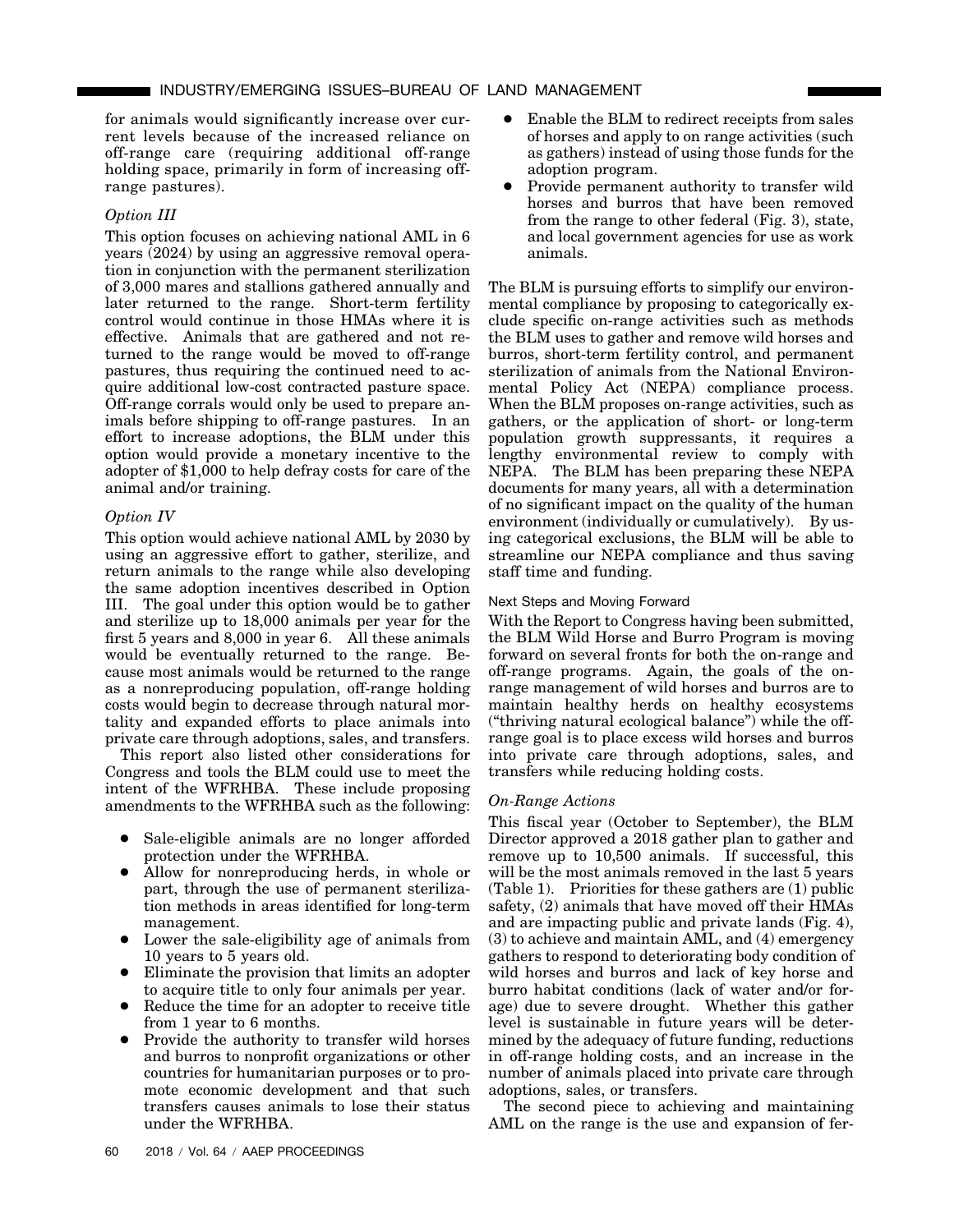for animals would significantly increase over current levels because of the increased reliance on off-range care (requiring additional off-range holding space, primarily in form of increasing off-range pastures).

*Option III*

This option focuses on achieving national AML in 6 years (2024) by using an aggressive removal operation in conjunction with the permanent sterilization of 3,000 mares and stallions gathered annually and later returned to the range. Short-term fertility control would continue in those HMAs where it is effective. Animals that are gathered and not returned to the range would be moved to off-range pastures, thus requiring the continued need to acquire additional low-cost contracted pasture space. Off-range corrals would only be used to prepare animals before shipping to off-range pastures. In an effort to increase adoptions, the BLM under this option would provide a monetary incentive to the adopter of $1,000 to help defray costs for care of the animal and/or training.

*Option IV*

This option would achieve national AML by 2030 by using an aggressive effort to gather, sterilize, and return animals to the range while also developing the same adoption incentives described in Option III. The goal under this option would be to gather and sterilize up to 18,000 animals per year for the first 5 years and 8,000 in year 6. All these animals would be eventually returned to the range. Because most animals would be returned to the range as a nonreproducing population, off-range holding costs would begin to decrease through natural mortality and expanded efforts to place animals into private care through adoptions, sales, and transfers.

This report also listed other considerations for Congress and tools the BLM could use to meet the intent of the WFRHBA. These include proposing amendments to the WFRHBA such as the following:

- Sale-eligible animals are no longer afforded protection under the WFRHBA.
- Allow for nonreproducing herds, in whole or part, through the use of permanent sterilization methods in areas identified for long-term management.
- Lower the sale-eligibility age of animals from 10 years to 5 years old.
- Eliminate the provision that limits an adopter to acquire title to only four animals per year.
- Reduce the time for an adopter to receive title from 1 year to 6 months.
- Provide the authority to transfer wild horses and burros to nonprofit organizations or other countries for humanitarian purposes or to promote economic development and that such transfers causes animals to lose their status under the WFRHBA.
- Enable the BLM to redirect receipts from sales of horses and apply to on range activities (such as gathers) instead of using those funds for the adoption program.
- Provide permanent authority to transfer wild horses and burros that have been removed from the range to other federal (Fig. 3), state, and local government agencies for use as work animals.

The BLM is pursuing efforts to simplify our environmental compliance by proposing to categorically exclude specific on-range activities such as methods the BLM uses to gather and remove wild horses and burros, short-term fertility control, and permanent sterilization of animals from the National Environmental Policy Act (NEPA) compliance process. When the BLM proposes on-range activities, such as gathers, or the application of short- or long-term population growth suppressants, it requires a lengthy environmental review to comply with NEPA. The BLM has been preparing these NEPA documents for many years, all with a determination of no significant impact on the quality of the human environment (individually or cumulatively). By using categorical exclusions, the BLM will be able to streamline our NEPA compliance and thus saving staff time and funding.

### Next Steps and Moving Forward

With the Report to Congress having been submitted, the BLM Wild Horse and Burro Program is moving forward on several fronts for both the on-range and off-range programs. Again, the goals of the on-range management of wild horses and burros are to maintain healthy herds on healthy ecosystems ("thriving natural ecological balance") while the off-range goal is to place excess wild horses and burros into private care through adoptions, sales, and transfers while reducing holding costs.

*On-Range Actions*

This fiscal year (October to September), the BLM Director approved a 2018 gather plan to gather and remove up to 10,500 animals. If successful, this will be the most animals removed in the last 5 years (Table 1). Priorities for these gathers are (1) public safety, (2) animals that have moved off their HMAs and are impacting public and private lands (Fig. 4), (3) to achieve and maintain AML, and (4) emergency gathers to respond to deteriorating body condition of wild horses and burros and lack of key horse and burro habitat conditions (lack of water and/or forage) due to severe drought. Whether this gather level is sustainable in future years will be determined by the adequacy of future funding, reductions in off-range holding costs, and an increase in the number of animals placed into private care through adoptions, sales, or transfers.

The second piece to achieving and maintaining AML on the range is the use and expansion of fer-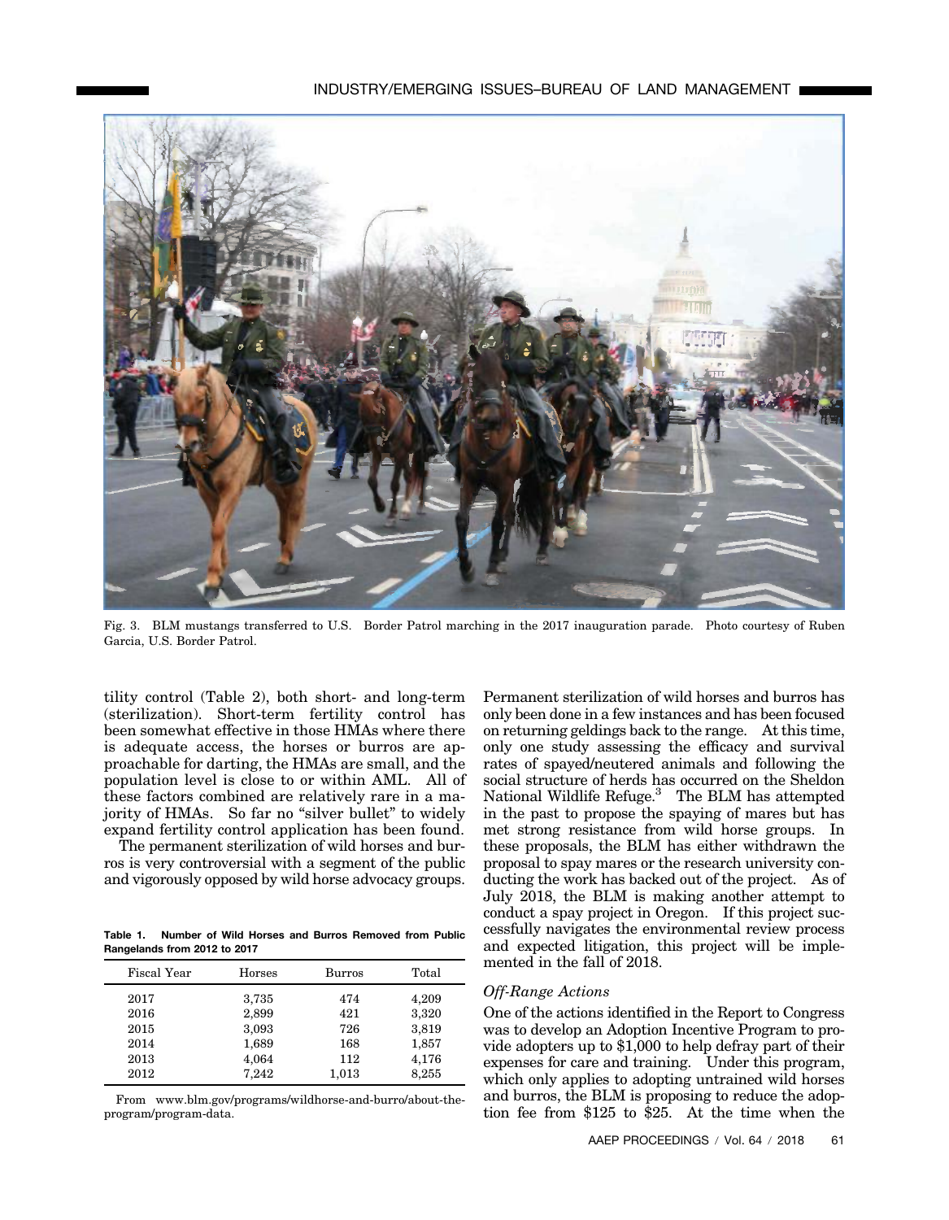Fig. 3. BLM mustangs transferred to U.S. Border Patrol marching in the 2017 inauguration parade. Photo courtesy of Ruben Garcia, U.S. Border Patrol.

tility control (Table 2), both short- and long-term (sterilization). Short-term fertility control has been somewhat effective in those HMAs where there is adequate access, the horses or burros are approachable for darting, the HMAs are small, and the population level is close to or within AML. All of these factors combined are relatively rare in a majority of HMAs. So far no "silver bullet" to widely expand fertility control application has been found.

The permanent sterilization of wild horses and burros is very controversial with a segment of the public and vigorously opposed by wild horse advocacy groups.

**Table 1. Number of Wild Horses and Burros Removed from Public Rangelands from 2012 to 2017**

| Fiscal Year | Horses | Burros | Total |
|---|---|---|---|
| 2017 | 3,735 | 474 | 4,209 |
| 2016 | 2,899 | 421 | 3,320 |
| 2015 | 3,093 | 726 | 3,819 |
| 2014 | 1,689 | 168 | 1,857 |
| 2013 | 4,064 | 112 | 4,176 |
| 2012 | 7,242 | 1,013 | 8,255 |

From www.blm.gov/programs/wildhorse-and-burro/about-the-program/program-data.

Permanent sterilization of wild horses and burros has only been done in a few instances and has been focused on returning geldings back to the range. At this time, only one study assessing the efficacy and survival rates of spayed/neutered animals and following the social structure of herds has occurred on the Sheldon National Wildlife Refuge.[3] The BLM has attempted in the past to propose the spaying of mares but has met strong resistance from wild horse groups. In these proposals, the BLM has either withdrawn the proposal to spay mares or the research university conducting the work has backed out of the project. As of July 2018, the BLM is making another attempt to conduct a spay project in Oregon. If this project successfully navigates the environmental review process and expected litigation, this project will be implemented in the fall of 2018.

### *Off-Range Actions*

One of the actions identified in the Report to Congress was to develop an Adoption Incentive Program to provide adopters up to $1,000 to help defray part of their expenses for care and training. Under this program, which only applies to adopting untrained wild horses and burros, the BLM is proposing to reduce the adoption fee from $125 to $25. At the time when the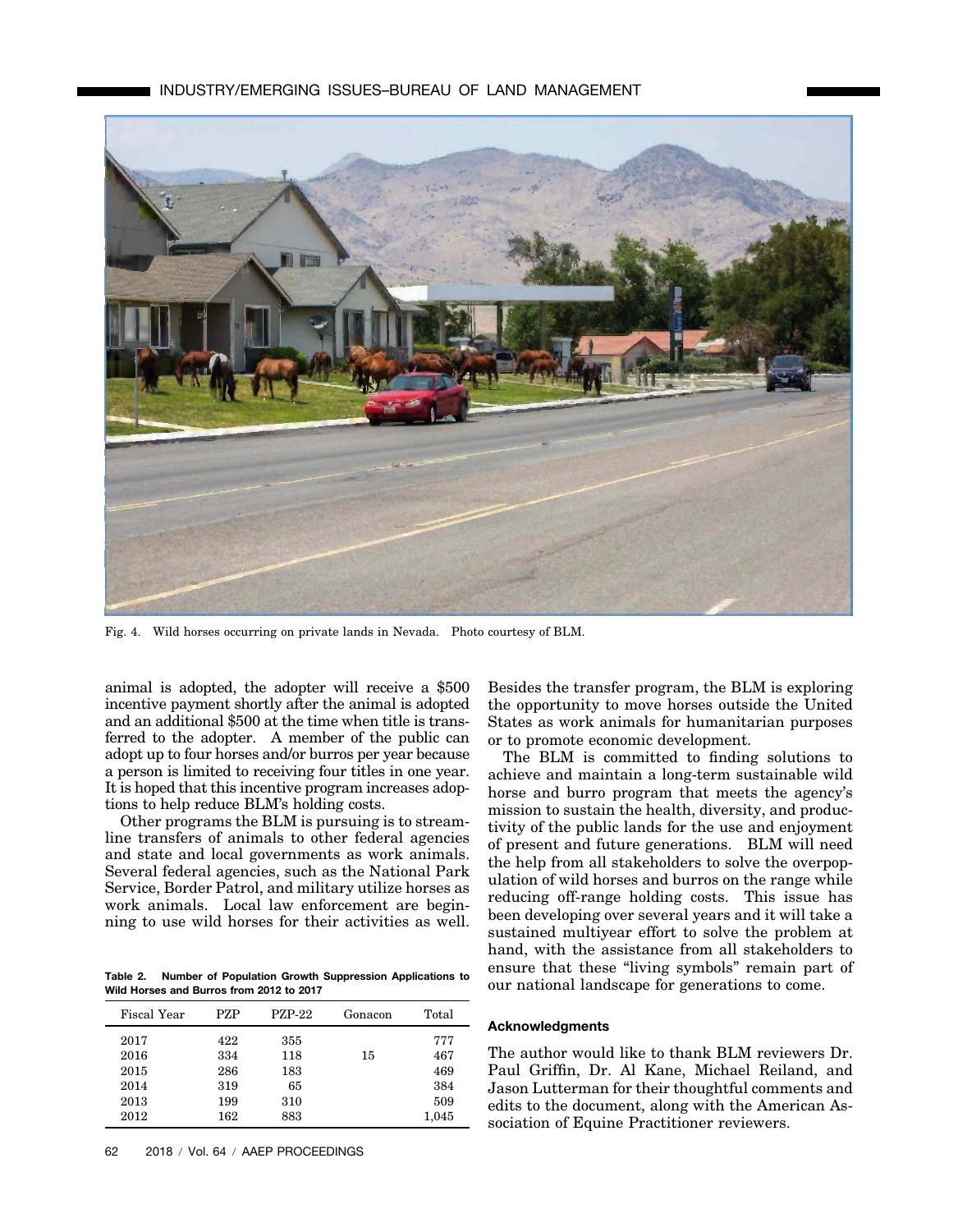Fig. 4. Wild horses occurring on private lands in Nevada. Photo courtesy of BLM.

animal is adopted, the adopter will receive a $500 incentive payment shortly after the animal is adopted and an additional $500 at the time when title is transferred to the adopter. A member of the public can adopt up to four horses and/or burros per year because a person is limited to receiving four titles in one year. It is hoped that this incentive program increases adoptions to help reduce BLM's holding costs.

Other programs the BLM is pursuing is to streamline transfers of animals to other federal agencies and state and local governments as work animals. Several federal agencies, such as the National Park Service, Border Patrol, and military utilize horses as work animals. Local law enforcement are beginning to use wild horses for their activities as well.

**Table 2. Number of Population Growth Suppression Applications to Wild Horses and Burros from 2012 to 2017**

| Fiscal Year | PZP | PZP-22 | Gonacon | Total |
|---|---|---|---|---|
| 2017 | 422 | 355 | | 777 |
| 2016 | 334 | 118 | 15 | 467 |
| 2015 | 286 | 183 | | 469 |
| 2014 | 319 | 65 | | 384 |
| 2013 | 199 | 310 | | 509 |
| 2012 | 162 | 883 | | 1,045 |

Besides the transfer program, the BLM is exploring the opportunity to move horses outside the United States as work animals for humanitarian purposes or to promote economic development.

The BLM is committed to finding solutions to achieve and maintain a long-term sustainable wild horse and burro program that meets the agency's mission to sustain the health, diversity, and productivity of the public lands for the use and enjoyment of present and future generations. BLM will need the help from all stakeholders to solve the overpopulation of wild horses and burros on the range while reducing off-range holding costs. This issue has been developing over several years and it will take a sustained multiyear effort to solve the problem at hand, with the assistance from all stakeholders to ensure that these "living symbols" remain part of our national landscape for generations to come.

### Acknowledgments

The author would like to thank BLM reviewers Dr. Paul Griffin, Dr. Al Kane, Michael Reiland, and Jason Lutterman for their thoughtful comments and edits to the document, along with the American Association of Equine Practitioner reviewers.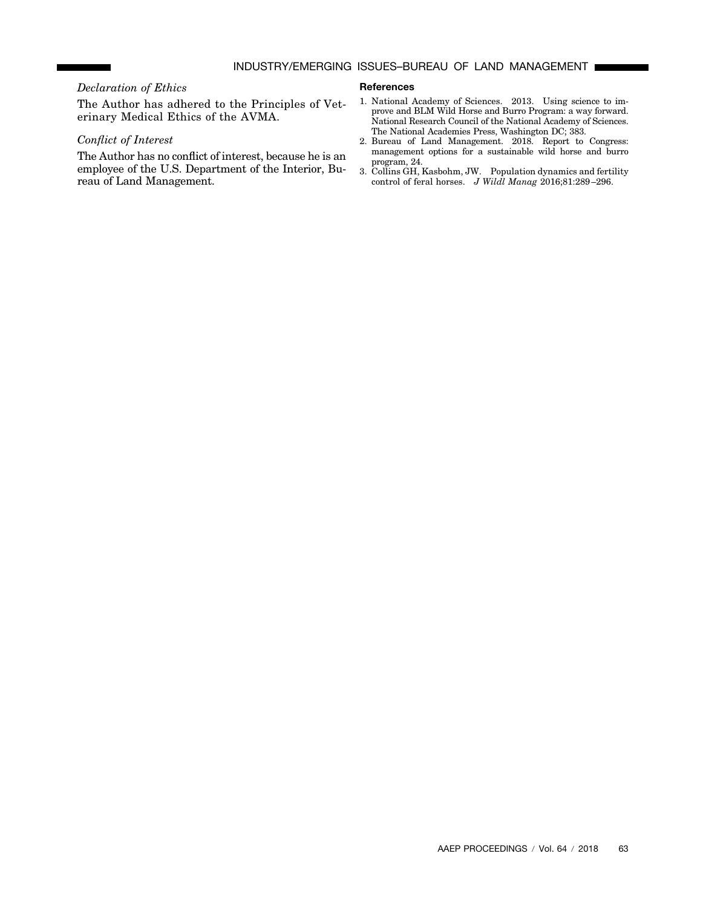### *Declaration of Ethics*

The Author has adhered to the Principles of Veterinary Medical Ethics of the AVMA.

### *Conflict of Interest*

The Author has no conflict of interest, because he is an employee of the U.S. Department of the Interior, Bureau of Land Management.

## References

1. National Academy of Sciences. 2013. Using science to improve and BLM Wild Horse and Burro Program: a way forward. National Research Council of the National Academy of Sciences. The National Academies Press, Washington DC; 383.
2. Bureau of Land Management. 2018. Report to Congress: management options for a sustainable wild horse and burro program, 24.
3. Collins GH, Kasbohm, JW. Population dynamics and fertility control of feral horses. *J Wildl Manag* 2016;81:289–296.